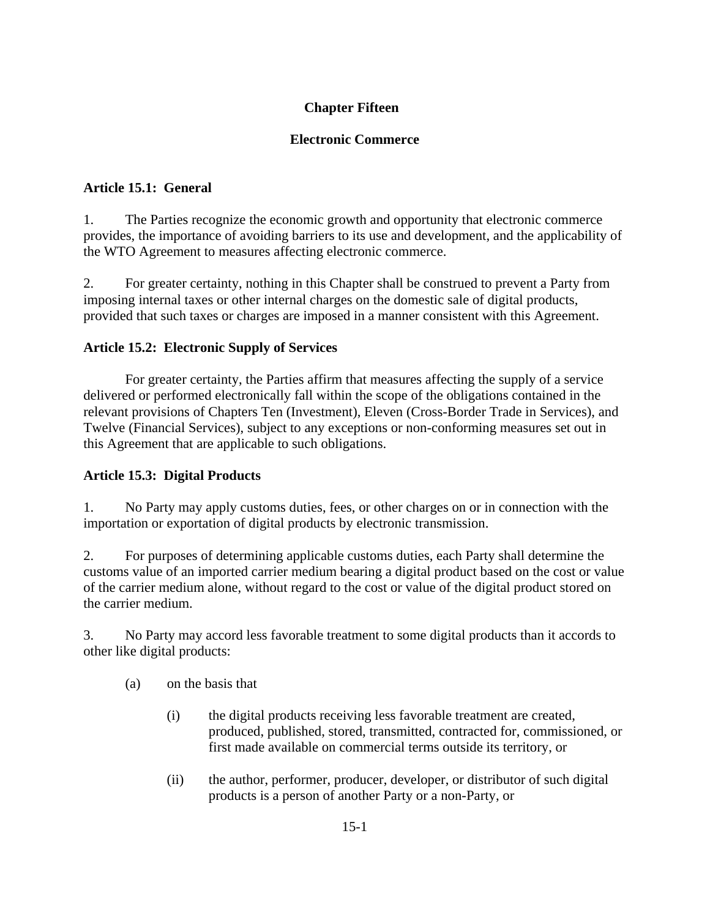# Chapter Fifteen

## Electronic Commerce

### Article 15.1: General

1. The Parties recognize the economic growth and opportunity that electronic commerce provides, the importance of avoiding barriers to its use and development, and the applicability of the WTO Agreement to measures affecting electronic commerce.

2. For greater certainty, nothing in this Chapter shall be construed to prevent a Party from imposing internal taxes or other internal charges on the domestic sale of digital products, provided that such taxes or charges are imposed in a manner consistent with this Agreement.

### Article 15.2: Electronic Supply of Services

For greater certainty, the Parties affirm that measures affecting the supply of a service delivered or performed electronically fall within the scope of the obligations contained in the relevant provisions of Chapters Ten (Investment), Eleven (Cross-Border Trade in Services), and Twelve (Financial Services), subject to any exceptions or non-conforming measures set out in this Agreement that are applicable to such obligations.

### Article 15.3: Digital Products

1. No Party may apply customs duties, fees, or other charges on or in connection with the importation or exportation of digital products by electronic transmission.

2. For purposes of determining applicable customs duties, each Party shall determine the customs value of an imported carrier medium bearing a digital product based on the cost or value of the carrier medium alone, without regard to the cost or value of the digital product stored on the carrier medium.

3. No Party may accord less favorable treatment to some digital products than it accords to other like digital products:

  (a) on the basis that

    (i) the digital products receiving less favorable treatment are created, produced, published, stored, transmitted, contracted for, commissioned, or first made available on commercial terms outside its territory, or

    (ii) the author, performer, producer, developer, or distributor of such digital products is a person of another Party or a non-Party, or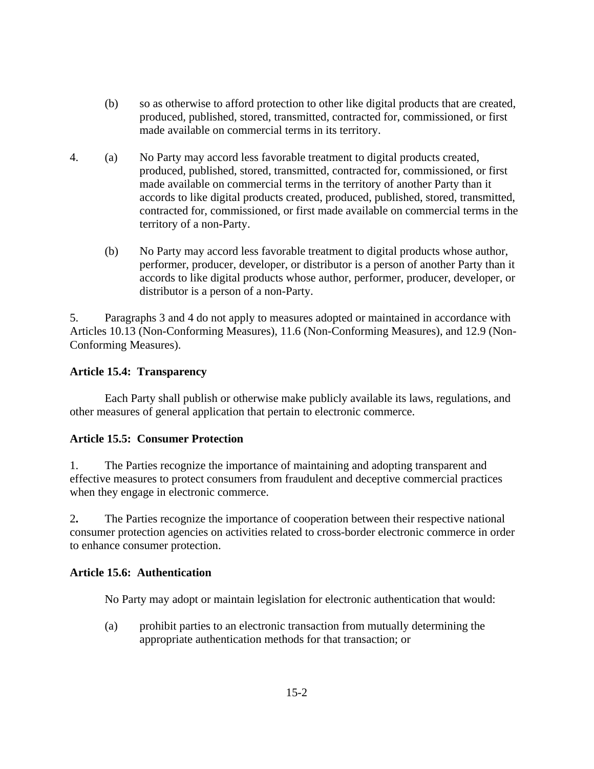(b) so as otherwise to afford protection to other like digital products that are created, produced, published, stored, transmitted, contracted for, commissioned, or first made available on commercial terms in its territory.

4. (a) No Party may accord less favorable treatment to digital products created, produced, published, stored, transmitted, contracted for, commissioned, or first made available on commercial terms in the territory of another Party than it accords to like digital products created, produced, published, stored, transmitted, contracted for, commissioned, or first made available on commercial terms in the territory of a non-Party.

(b) No Party may accord less favorable treatment to digital products whose author, performer, producer, developer, or distributor is a person of another Party than it accords to like digital products whose author, performer, producer, developer, or distributor is a person of a non-Party.

5. Paragraphs 3 and 4 do not apply to measures adopted or maintained in accordance with Articles 10.13 (Non-Conforming Measures), 11.6 (Non-Conforming Measures), and 12.9 (Non-Conforming Measures).

**Article 15.4: Transparency**

Each Party shall publish or otherwise make publicly available its laws, regulations, and other measures of general application that pertain to electronic commerce.

**Article 15.5: Consumer Protection**

1. The Parties recognize the importance of maintaining and adopting transparent and effective measures to protect consumers from fraudulent and deceptive commercial practices when they engage in electronic commerce.

2. The Parties recognize the importance of cooperation between their respective national consumer protection agencies on activities related to cross-border electronic commerce in order to enhance consumer protection.

**Article 15.6: Authentication**

No Party may adopt or maintain legislation for electronic authentication that would:

(a) prohibit parties to an electronic transaction from mutually determining the appropriate authentication methods for that transaction; or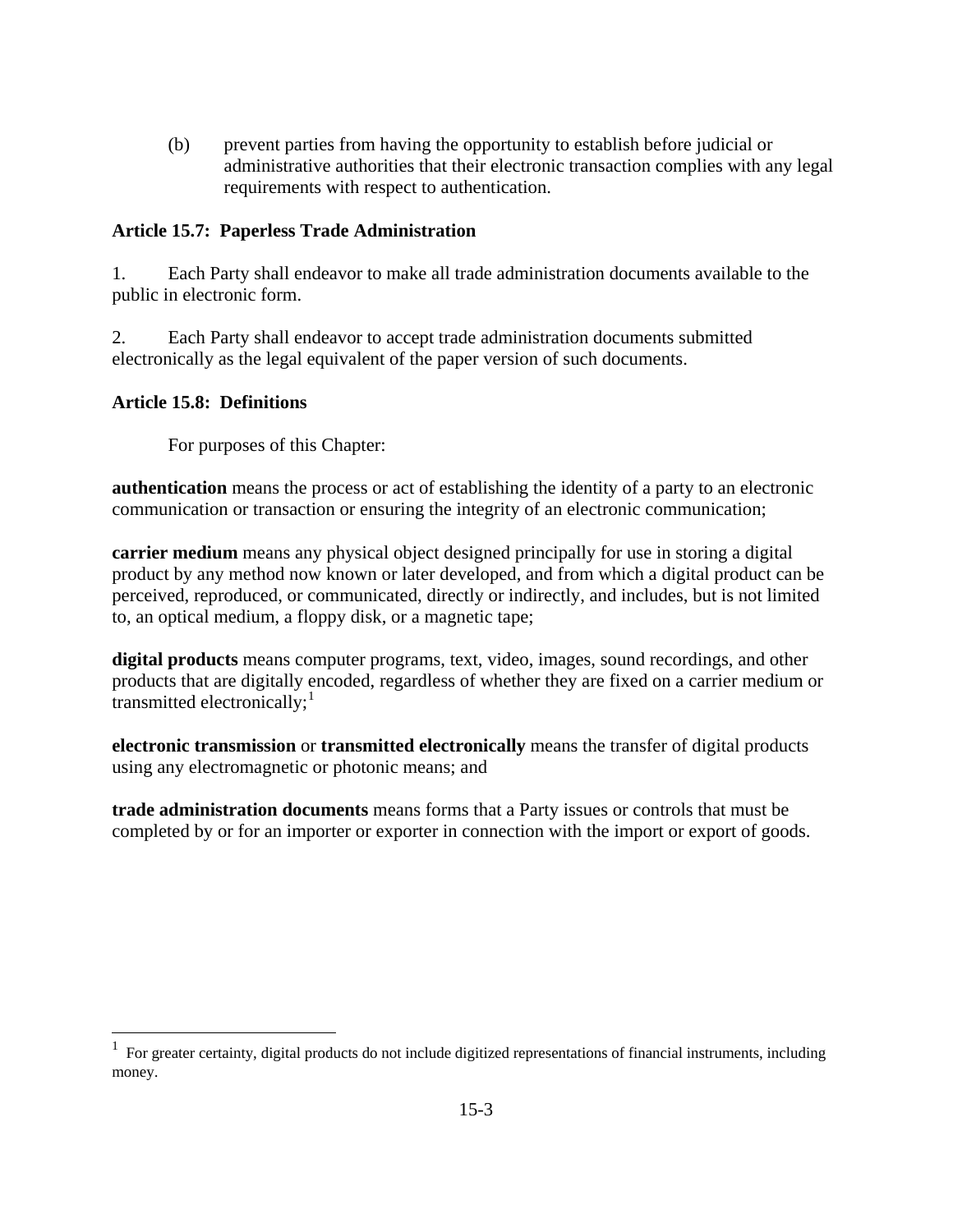(b) prevent parties from having the opportunity to establish before judicial or administrative authorities that their electronic transaction complies with any legal requirements with respect to authentication.

**Article 15.7: Paperless Trade Administration**

1. Each Party shall endeavor to make all trade administration documents available to the public in electronic form.

2. Each Party shall endeavor to accept trade administration documents submitted electronically as the legal equivalent of the paper version of such documents.

**Article 15.8: Definitions**

For purposes of this Chapter:

**authentication** means the process or act of establishing the identity of a party to an electronic communication or transaction or ensuring the integrity of an electronic communication;

**carrier medium** means any physical object designed principally for use in storing a digital product by any method now known or later developed, and from which a digital product can be perceived, reproduced, or communicated, directly or indirectly, and includes, but is not limited to, an optical medium, a floppy disk, or a magnetic tape;

**digital products** means computer programs, text, video, images, sound recordings, and other products that are digitally encoded, regardless of whether they are fixed on a carrier medium or transmitted electronically;[1]

**electronic transmission** or **transmitted electronically** means the transfer of digital products using any electromagnetic or photonic means; and

**trade administration documents** means forms that a Party issues or controls that must be completed by or for an importer or exporter in connection with the import or export of goods.

---

[1] For greater certainty, digital products do not include digitized representations of financial instruments, including money.